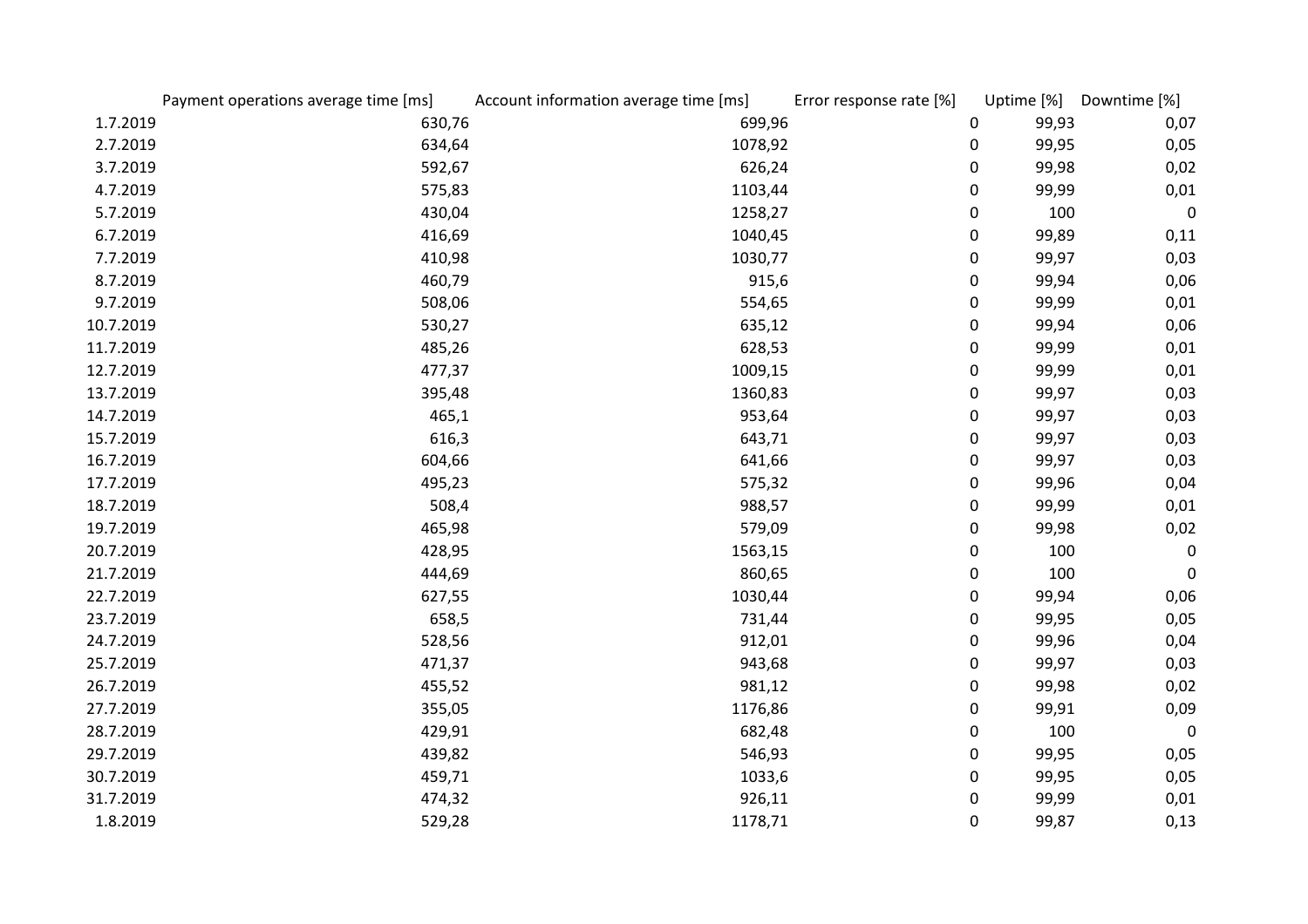| | Payment operations average time [ms] | Account information average time [ms] | Error response rate [%] | Uptime [%] | Downtime [%] |
|---|---|---|---|---|---|
| 1.7.2019 | 630,76 | 699,96 | 0 | 99,93 | 0,07 |
| 2.7.2019 | 634,64 | 1078,92 | 0 | 99,95 | 0,05 |
| 3.7.2019 | 592,67 | 626,24 | 0 | 99,98 | 0,02 |
| 4.7.2019 | 575,83 | 1103,44 | 0 | 99,99 | 0,01 |
| 5.7.2019 | 430,04 | 1258,27 | 0 | 100 | 0 |
| 6.7.2019 | 416,69 | 1040,45 | 0 | 99,89 | 0,11 |
| 7.7.2019 | 410,98 | 1030,77 | 0 | 99,97 | 0,03 |
| 8.7.2019 | 460,79 | 915,6 | 0 | 99,94 | 0,06 |
| 9.7.2019 | 508,06 | 554,65 | 0 | 99,99 | 0,01 |
| 10.7.2019 | 530,27 | 635,12 | 0 | 99,94 | 0,06 |
| 11.7.2019 | 485,26 | 628,53 | 0 | 99,99 | 0,01 |
| 12.7.2019 | 477,37 | 1009,15 | 0 | 99,99 | 0,01 |
| 13.7.2019 | 395,48 | 1360,83 | 0 | 99,97 | 0,03 |
| 14.7.2019 | 465,1 | 953,64 | 0 | 99,97 | 0,03 |
| 15.7.2019 | 616,3 | 643,71 | 0 | 99,97 | 0,03 |
| 16.7.2019 | 604,66 | 641,66 | 0 | 99,97 | 0,03 |
| 17.7.2019 | 495,23 | 575,32 | 0 | 99,96 | 0,04 |
| 18.7.2019 | 508,4 | 988,57 | 0 | 99,99 | 0,01 |
| 19.7.2019 | 465,98 | 579,09 | 0 | 99,98 | 0,02 |
| 20.7.2019 | 428,95 | 1563,15 | 0 | 100 | 0 |
| 21.7.2019 | 444,69 | 860,65 | 0 | 100 | 0 |
| 22.7.2019 | 627,55 | 1030,44 | 0 | 99,94 | 0,06 |
| 23.7.2019 | 658,5 | 731,44 | 0 | 99,95 | 0,05 |
| 24.7.2019 | 528,56 | 912,01 | 0 | 99,96 | 0,04 |
| 25.7.2019 | 471,37 | 943,68 | 0 | 99,97 | 0,03 |
| 26.7.2019 | 455,52 | 981,12 | 0 | 99,98 | 0,02 |
| 27.7.2019 | 355,05 | 1176,86 | 0 | 99,91 | 0,09 |
| 28.7.2019 | 429,91 | 682,48 | 0 | 100 | 0 |
| 29.7.2019 | 439,82 | 546,93 | 0 | 99,95 | 0,05 |
| 30.7.2019 | 459,71 | 1033,6 | 0 | 99,95 | 0,05 |
| 31.7.2019 | 474,32 | 926,11 | 0 | 99,99 | 0,01 |
| 1.8.2019 | 529,28 | 1178,71 | 0 | 99,87 | 0,13 |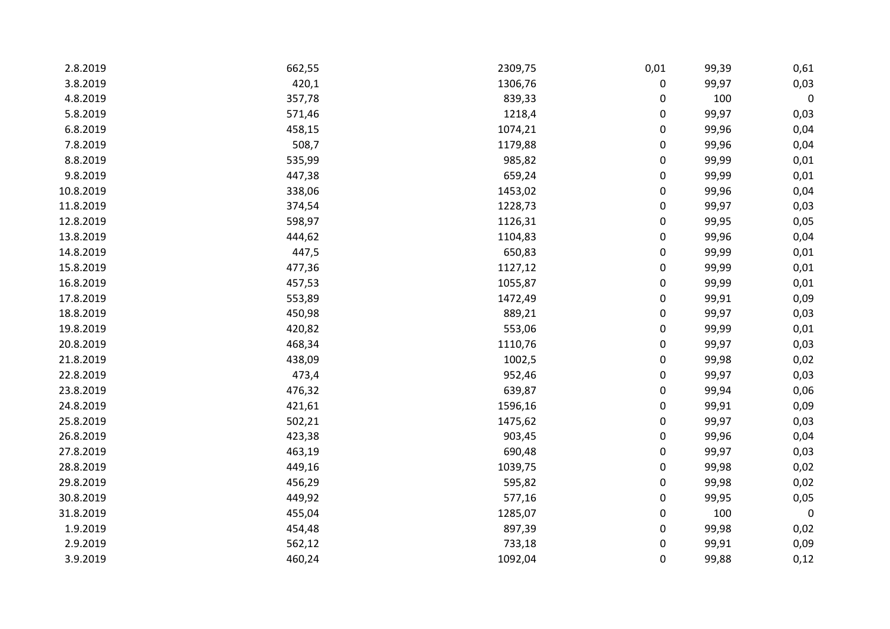| | | | | | |
|---|---|---|---|---|---|
| 2.8.2019 | 662,55 | 2309,75 | 0,01 | 99,39 | 0,61 |
| 3.8.2019 | 420,1 | 1306,76 | 0 | 99,97 | 0,03 |
| 4.8.2019 | 357,78 | 839,33 | 0 | 100 | 0 |
| 5.8.2019 | 571,46 | 1218,4 | 0 | 99,97 | 0,03 |
| 6.8.2019 | 458,15 | 1074,21 | 0 | 99,96 | 0,04 |
| 7.8.2019 | 508,7 | 1179,88 | 0 | 99,96 | 0,04 |
| 8.8.2019 | 535,99 | 985,82 | 0 | 99,99 | 0,01 |
| 9.8.2019 | 447,38 | 659,24 | 0 | 99,99 | 0,01 |
| 10.8.2019 | 338,06 | 1453,02 | 0 | 99,96 | 0,04 |
| 11.8.2019 | 374,54 | 1228,73 | 0 | 99,97 | 0,03 |
| 12.8.2019 | 598,97 | 1126,31 | 0 | 99,95 | 0,05 |
| 13.8.2019 | 444,62 | 1104,83 | 0 | 99,96 | 0,04 |
| 14.8.2019 | 447,5 | 650,83 | 0 | 99,99 | 0,01 |
| 15.8.2019 | 477,36 | 1127,12 | 0 | 99,99 | 0,01 |
| 16.8.2019 | 457,53 | 1055,87 | 0 | 99,99 | 0,01 |
| 17.8.2019 | 553,89 | 1472,49 | 0 | 99,91 | 0,09 |
| 18.8.2019 | 450,98 | 889,21 | 0 | 99,97 | 0,03 |
| 19.8.2019 | 420,82 | 553,06 | 0 | 99,99 | 0,01 |
| 20.8.2019 | 468,34 | 1110,76 | 0 | 99,97 | 0,03 |
| 21.8.2019 | 438,09 | 1002,5 | 0 | 99,98 | 0,02 |
| 22.8.2019 | 473,4 | 952,46 | 0 | 99,97 | 0,03 |
| 23.8.2019 | 476,32 | 639,87 | 0 | 99,94 | 0,06 |
| 24.8.2019 | 421,61 | 1596,16 | 0 | 99,91 | 0,09 |
| 25.8.2019 | 502,21 | 1475,62 | 0 | 99,97 | 0,03 |
| 26.8.2019 | 423,38 | 903,45 | 0 | 99,96 | 0,04 |
| 27.8.2019 | 463,19 | 690,48 | 0 | 99,97 | 0,03 |
| 28.8.2019 | 449,16 | 1039,75 | 0 | 99,98 | 0,02 |
| 29.8.2019 | 456,29 | 595,82 | 0 | 99,98 | 0,02 |
| 30.8.2019 | 449,92 | 577,16 | 0 | 99,95 | 0,05 |
| 31.8.2019 | 455,04 | 1285,07 | 0 | 100 | 0 |
| 1.9.2019 | 454,48 | 897,39 | 0 | 99,98 | 0,02 |
| 2.9.2019 | 562,12 | 733,18 | 0 | 99,91 | 0,09 |
| 3.9.2019 | 460,24 | 1092,04 | 0 | 99,88 | 0,12 |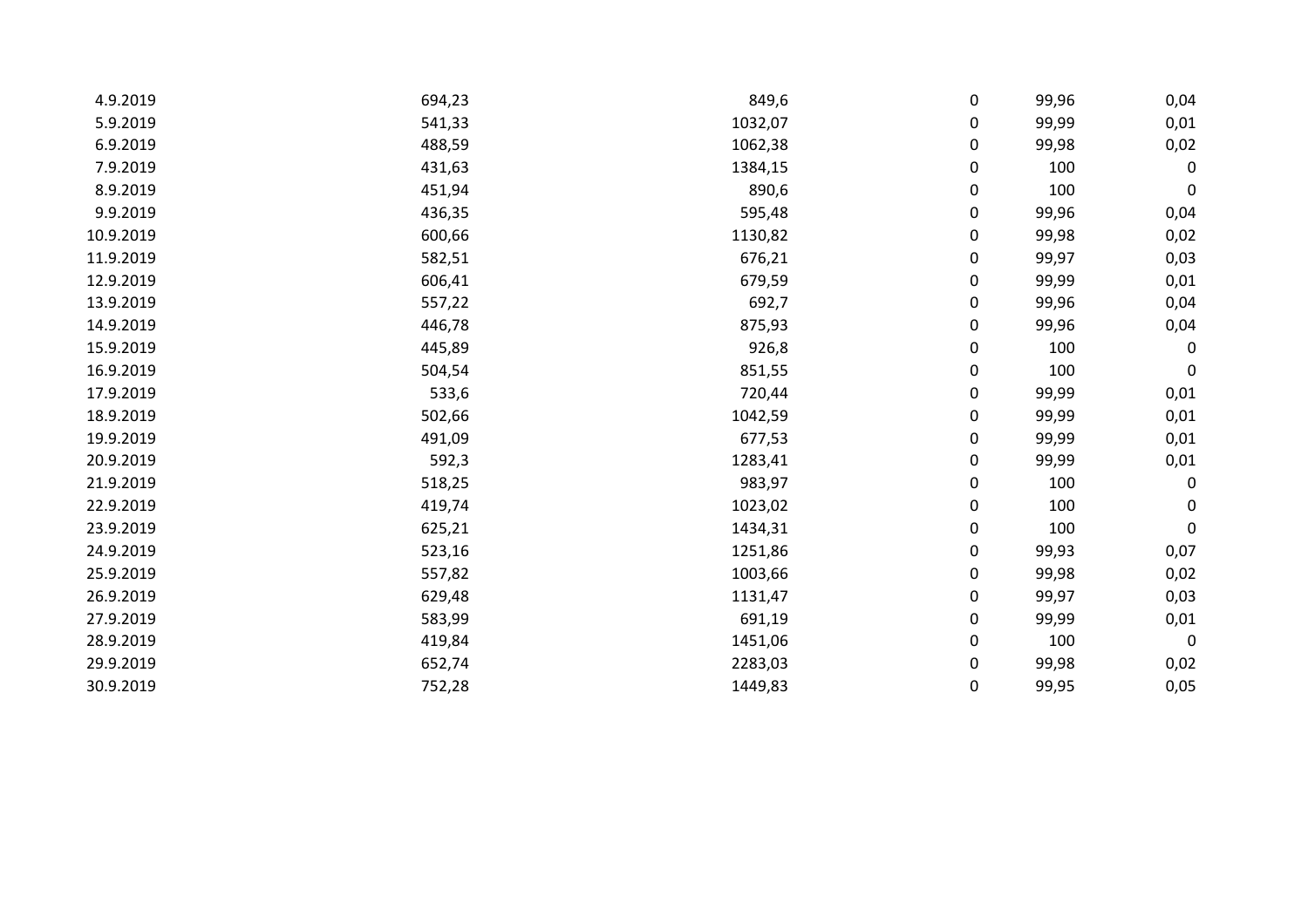| | | | | | |
|---|---|---|---|---|---|
| 4.9.2019 | 694,23 | 849,6 | 0 | 99,96 | 0,04 |
| 5.9.2019 | 541,33 | 1032,07 | 0 | 99,99 | 0,01 |
| 6.9.2019 | 488,59 | 1062,38 | 0 | 99,98 | 0,02 |
| 7.9.2019 | 431,63 | 1384,15 | 0 | 100 | 0 |
| 8.9.2019 | 451,94 | 890,6 | 0 | 100 | 0 |
| 9.9.2019 | 436,35 | 595,48 | 0 | 99,96 | 0,04 |
| 10.9.2019 | 600,66 | 1130,82 | 0 | 99,98 | 0,02 |
| 11.9.2019 | 582,51 | 676,21 | 0 | 99,97 | 0,03 |
| 12.9.2019 | 606,41 | 679,59 | 0 | 99,99 | 0,01 |
| 13.9.2019 | 557,22 | 692,7 | 0 | 99,96 | 0,04 |
| 14.9.2019 | 446,78 | 875,93 | 0 | 99,96 | 0,04 |
| 15.9.2019 | 445,89 | 926,8 | 0 | 100 | 0 |
| 16.9.2019 | 504,54 | 851,55 | 0 | 100 | 0 |
| 17.9.2019 | 533,6 | 720,44 | 0 | 99,99 | 0,01 |
| 18.9.2019 | 502,66 | 1042,59 | 0 | 99,99 | 0,01 |
| 19.9.2019 | 491,09 | 677,53 | 0 | 99,99 | 0,01 |
| 20.9.2019 | 592,3 | 1283,41 | 0 | 99,99 | 0,01 |
| 21.9.2019 | 518,25 | 983,97 | 0 | 100 | 0 |
| 22.9.2019 | 419,74 | 1023,02 | 0 | 100 | 0 |
| 23.9.2019 | 625,21 | 1434,31 | 0 | 100 | 0 |
| 24.9.2019 | 523,16 | 1251,86 | 0 | 99,93 | 0,07 |
| 25.9.2019 | 557,82 | 1003,66 | 0 | 99,98 | 0,02 |
| 26.9.2019 | 629,48 | 1131,47 | 0 | 99,97 | 0,03 |
| 27.9.2019 | 583,99 | 691,19 | 0 | 99,99 | 0,01 |
| 28.9.2019 | 419,84 | 1451,06 | 0 | 100 | 0 |
| 29.9.2019 | 652,74 | 2283,03 | 0 | 99,98 | 0,02 |
| 30.9.2019 | 752,28 | 1449,83 | 0 | 99,95 | 0,05 |